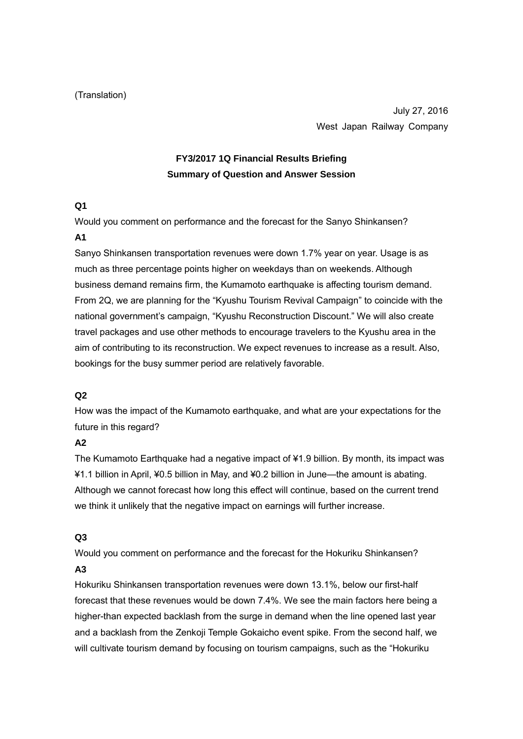(Translation)

July 27, 2016

West Japan Railway Company

## FY3/2017 1Q Financial Results Briefing
## Summary of Question and Answer Session

**Q1**

Would you comment on performance and the forecast for the Sanyo Shinkansen?

**A1**

Sanyo Shinkansen transportation revenues were down 1.7% year on year. Usage is as much as three percentage points higher on weekdays than on weekends. Although business demand remains firm, the Kumamoto earthquake is affecting tourism demand. From 2Q, we are planning for the "Kyushu Tourism Revival Campaign" to coincide with the national government's campaign, "Kyushu Reconstruction Discount." We will also create travel packages and use other methods to encourage travelers to the Kyushu area in the aim of contributing to its reconstruction. We expect revenues to increase as a result. Also, bookings for the busy summer period are relatively favorable.

**Q2**

How was the impact of the Kumamoto earthquake, and what are your expectations for the future in this regard?

**A2**

The Kumamoto Earthquake had a negative impact of ¥1.9 billion. By month, its impact was ¥1.1 billion in April, ¥0.5 billion in May, and ¥0.2 billion in June—the amount is abating. Although we cannot forecast how long this effect will continue, based on the current trend we think it unlikely that the negative impact on earnings will further increase.

**Q3**

Would you comment on performance and the forecast for the Hokuriku Shinkansen?

**A3**

Hokuriku Shinkansen transportation revenues were down 13.1%, below our first-half forecast that these revenues would be down 7.4%. We see the main factors here being a higher-than expected backlash from the surge in demand when the line opened last year and a backlash from the Zenkoji Temple Gokaicho event spike. From the second half, we will cultivate tourism demand by focusing on tourism campaigns, such as the "Hokuriku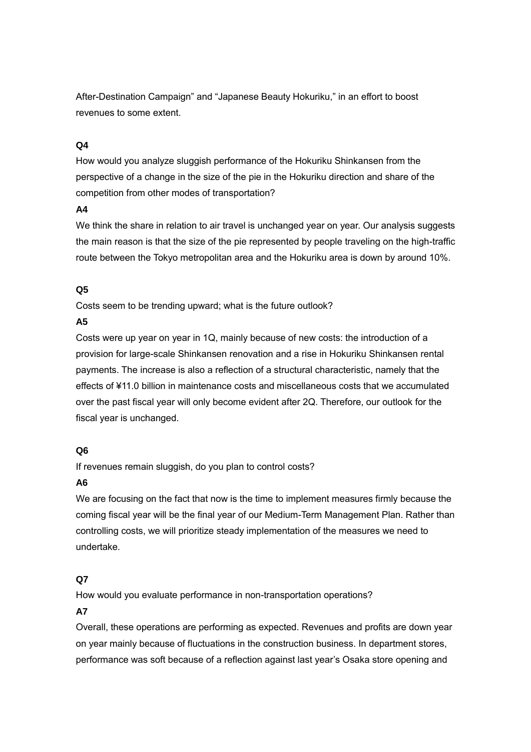After-Destination Campaign" and "Japanese Beauty Hokuriku," in an effort to boost revenues to some extent.

**Q4**

How would you analyze sluggish performance of the Hokuriku Shinkansen from the perspective of a change in the size of the pie in the Hokuriku direction and share of the competition from other modes of transportation?

**A4**

We think the share in relation to air travel is unchanged year on year. Our analysis suggests the main reason is that the size of the pie represented by people traveling on the high-traffic route between the Tokyo metropolitan area and the Hokuriku area is down by around 10%.

**Q5**

Costs seem to be trending upward; what is the future outlook?

**A5**

Costs were up year on year in 1Q, mainly because of new costs: the introduction of a provision for large-scale Shinkansen renovation and a rise in Hokuriku Shinkansen rental payments. The increase is also a reflection of a structural characteristic, namely that the effects of ¥11.0 billion in maintenance costs and miscellaneous costs that we accumulated over the past fiscal year will only become evident after 2Q. Therefore, our outlook for the fiscal year is unchanged.

**Q6**

If revenues remain sluggish, do you plan to control costs?

**A6**

We are focusing on the fact that now is the time to implement measures firmly because the coming fiscal year will be the final year of our Medium-Term Management Plan. Rather than controlling costs, we will prioritize steady implementation of the measures we need to undertake.

**Q7**

How would you evaluate performance in non-transportation operations?

**A7**

Overall, these operations are performing as expected. Revenues and profits are down year on year mainly because of fluctuations in the construction business. In department stores, performance was soft because of a reflection against last year's Osaka store opening and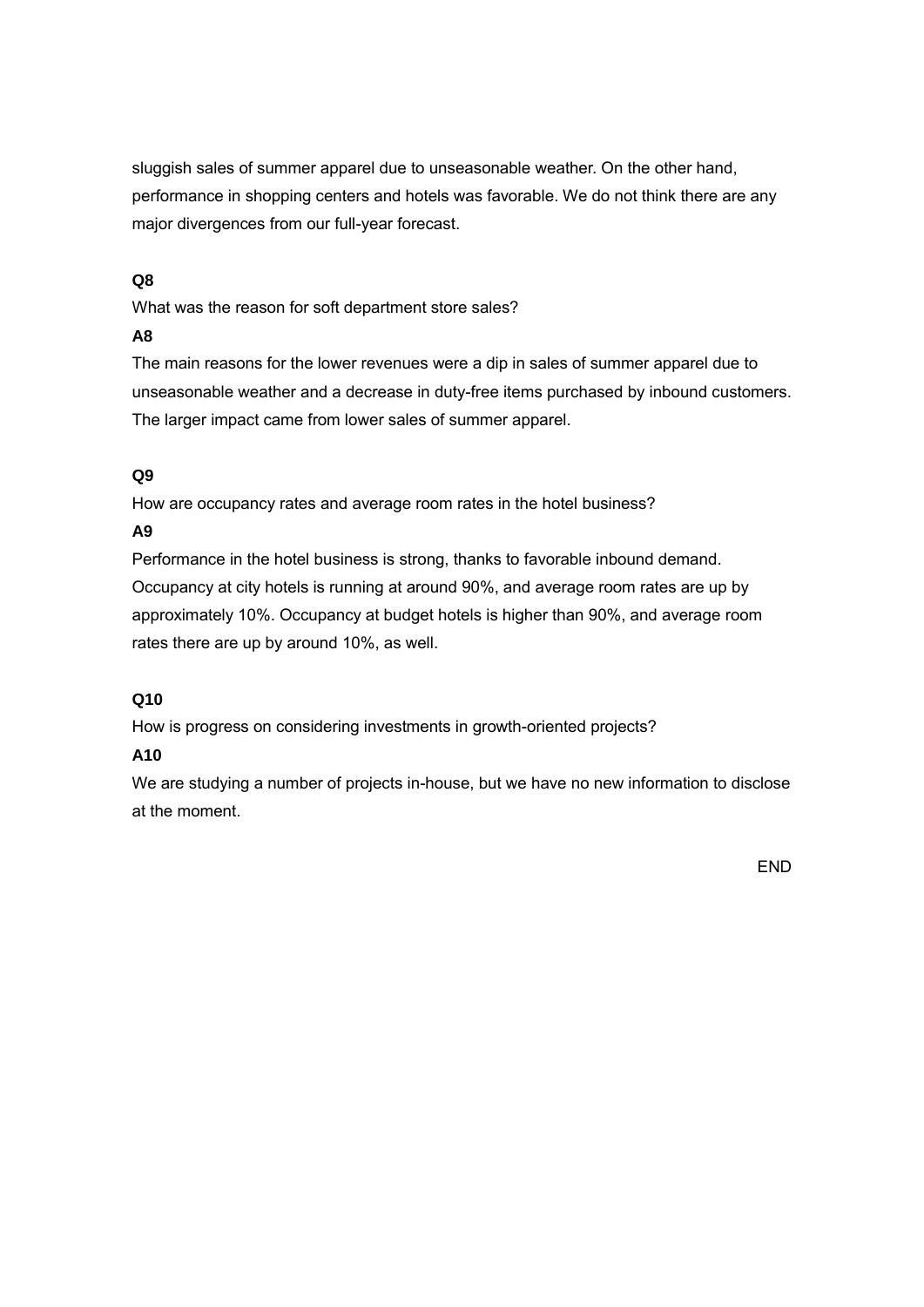sluggish sales of summer apparel due to unseasonable weather. On the other hand, performance in shopping centers and hotels was favorable. We do not think there are any major divergences from our full-year forecast.

**Q8**

What was the reason for soft department store sales?

**A8**

The main reasons for the lower revenues were a dip in sales of summer apparel due to unseasonable weather and a decrease in duty-free items purchased by inbound customers. The larger impact came from lower sales of summer apparel.

**Q9**

How are occupancy rates and average room rates in the hotel business?

**A9**

Performance in the hotel business is strong, thanks to favorable inbound demand. Occupancy at city hotels is running at around 90%, and average room rates are up by approximately 10%. Occupancy at budget hotels is higher than 90%, and average room rates there are up by around 10%, as well.

**Q10**

How is progress on considering investments in growth-oriented projects?

**A10**

We are studying a number of projects in-house, but we have no new information to disclose at the moment.

END